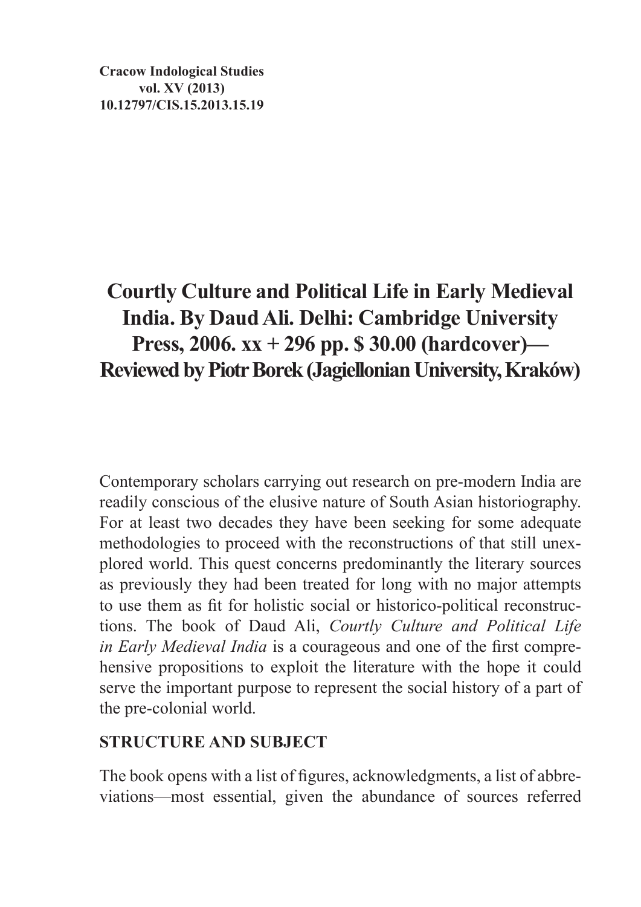**Cracow Indological Studies**
**vol. XV (2013)**
**10.12797/CIS.15.2013.15.19**

# Courtly Culture and Political Life in Early Medieval India. By Daud Ali. Delhi: Cambridge University Press, 2006. xx + 296 pp. $ 30.00 (hardcover)— Reviewed by Piotr Borek (Jagiellonian University, Kraków)

Contemporary scholars carrying out research on pre-modern India are readily conscious of the elusive nature of South Asian historiography. For at least two decades they have been seeking for some adequate methodologies to proceed with the reconstructions of that still unexplored world. This quest concerns predominantly the literary sources as previously they had been treated for long with no major attempts to use them as fit for holistic social or historico-political reconstructions. The book of Daud Ali, *Courtly Culture and Political Life in Early Medieval India* is a courageous and one of the first comprehensive propositions to exploit the literature with the hope it could serve the important purpose to represent the social history of a part of the pre-colonial world.

## STRUCTURE AND SUBJECT

The book opens with a list of figures, acknowledgments, a list of abbreviations—most essential, given the abundance of sources referred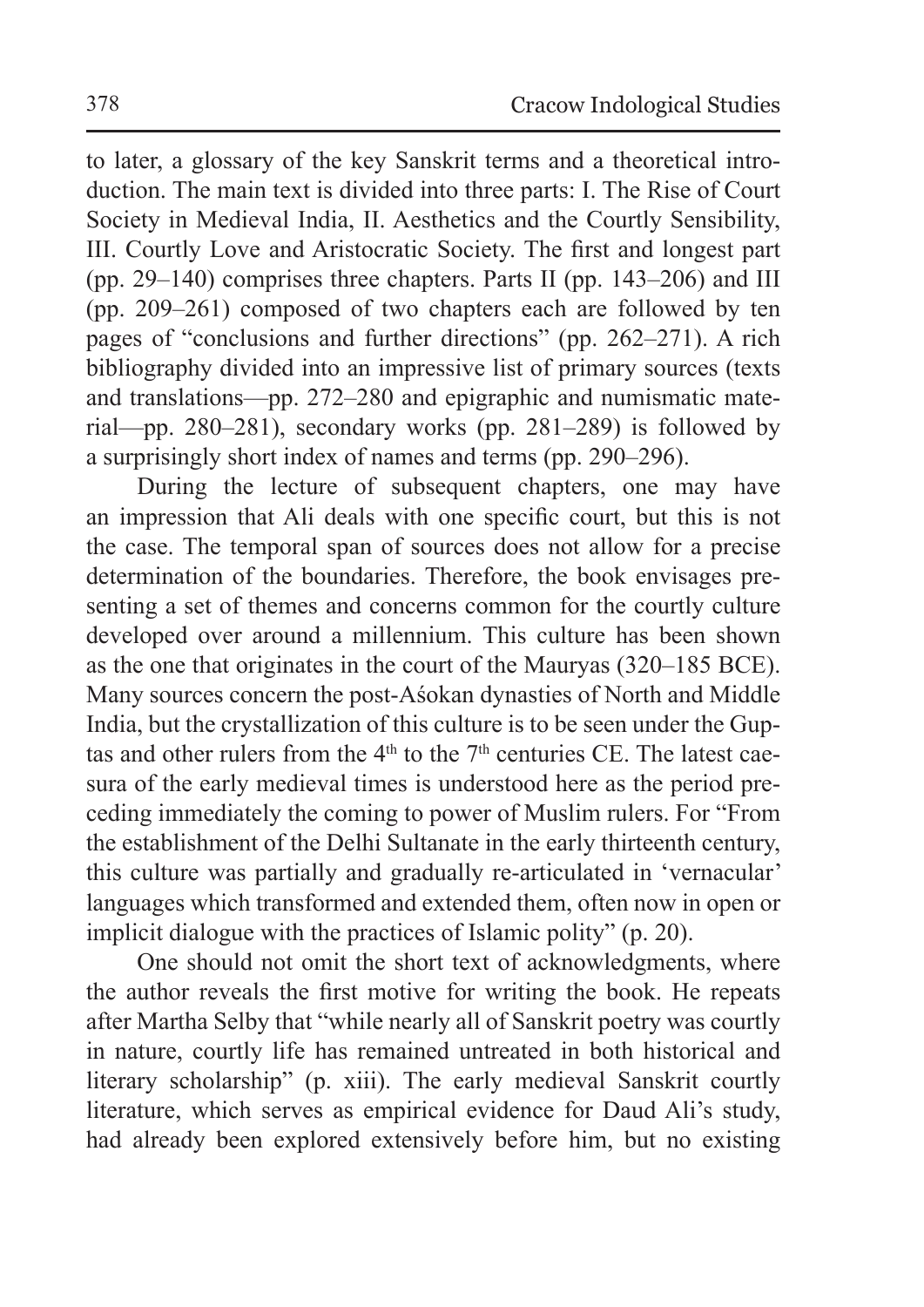to later, a glossary of the key Sanskrit terms and a theoretical introduction. The main text is divided into three parts: I. The Rise of Court Society in Medieval India, II. Aesthetics and the Courtly Sensibility, III. Courtly Love and Aristocratic Society. The first and longest part (pp. 29–140) comprises three chapters. Parts II (pp. 143–206) and III (pp. 209–261) composed of two chapters each are followed by ten pages of "conclusions and further directions" (pp. 262–271). A rich bibliography divided into an impressive list of primary sources (texts and translations—pp. 272–280 and epigraphic and numismatic material—pp. 280–281), secondary works (pp. 281–289) is followed by a surprisingly short index of names and terms (pp. 290–296).

During the lecture of subsequent chapters, one may have an impression that Ali deals with one specific court, but this is not the case. The temporal span of sources does not allow for a precise determination of the boundaries. Therefore, the book envisages presenting a set of themes and concerns common for the courtly culture developed over around a millennium. This culture has been shown as the one that originates in the court of the Mauryas (320–185 BCE). Many sources concern the post-Aśokan dynasties of North and Middle India, but the crystallization of this culture is to be seen under the Guptas and other rulers from the 4th to the 7th centuries CE. The latest caesura of the early medieval times is understood here as the period preceding immediately the coming to power of Muslim rulers. For "From the establishment of the Delhi Sultanate in the early thirteenth century, this culture was partially and gradually re-articulated in 'vernacular' languages which transformed and extended them, often now in open or implicit dialogue with the practices of Islamic polity" (p. 20).

One should not omit the short text of acknowledgments, where the author reveals the first motive for writing the book. He repeats after Martha Selby that "while nearly all of Sanskrit poetry was courtly in nature, courtly life has remained untreated in both historical and literary scholarship" (p. xiii). The early medieval Sanskrit courtly literature, which serves as empirical evidence for Daud Ali's study, had already been explored extensively before him, but no existing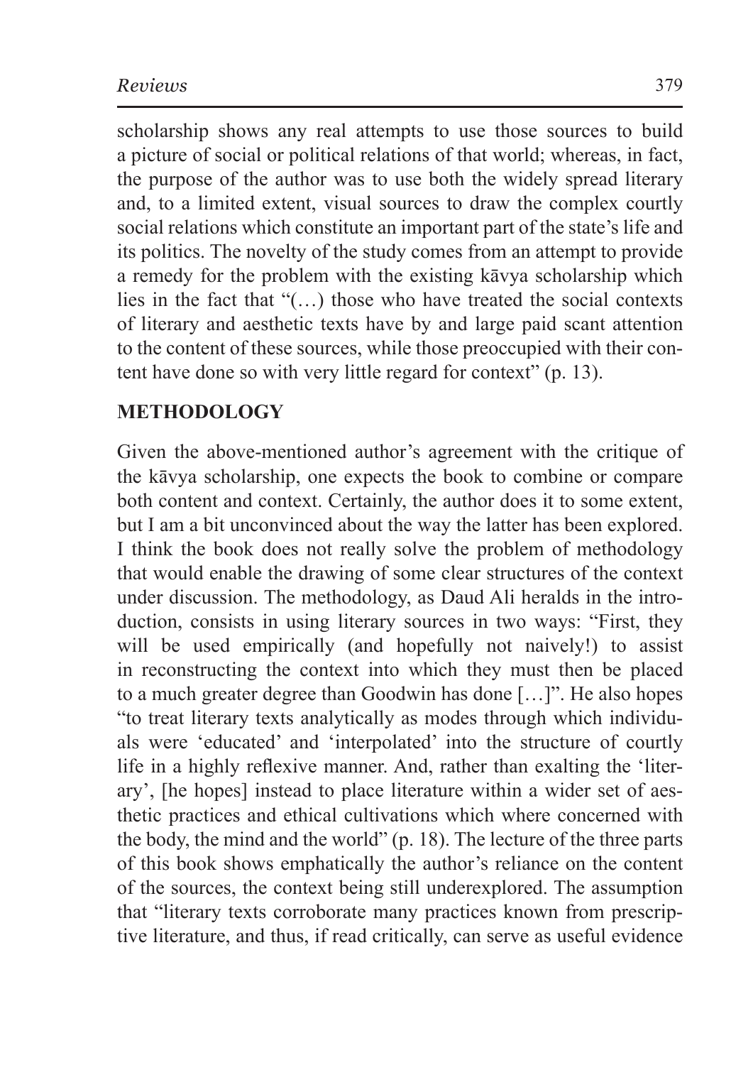scholarship shows any real attempts to use those sources to build a picture of social or political relations of that world; whereas, in fact, the purpose of the author was to use both the widely spread literary and, to a limited extent, visual sources to draw the complex courtly social relations which constitute an important part of the state's life and its politics. The novelty of the study comes from an attempt to provide a remedy for the problem with the existing kāvya scholarship which lies in the fact that "(…) those who have treated the social contexts of literary and aesthetic texts have by and large paid scant attention to the content of these sources, while those preoccupied with their content have done so with very little regard for context" (p. 13).

## METHODOLOGY

Given the above-mentioned author's agreement with the critique of the kāvya scholarship, one expects the book to combine or compare both content and context. Certainly, the author does it to some extent, but I am a bit unconvinced about the way the latter has been explored. I think the book does not really solve the problem of methodology that would enable the drawing of some clear structures of the context under discussion. The methodology, as Daud Ali heralds in the introduction, consists in using literary sources in two ways: "First, they will be used empirically (and hopefully not naively!) to assist in reconstructing the context into which they must then be placed to a much greater degree than Goodwin has done […]". He also hopes "to treat literary texts analytically as modes through which individuals were 'educated' and 'interpolated' into the structure of courtly life in a highly reflexive manner. And, rather than exalting the 'literary', [he hopes] instead to place literature within a wider set of aesthetic practices and ethical cultivations which where concerned with the body, the mind and the world" (p. 18). The lecture of the three parts of this book shows emphatically the author's reliance on the content of the sources, the context being still underexplored. The assumption that "literary texts corroborate many practices known from prescriptive literature, and thus, if read critically, can serve as useful evidence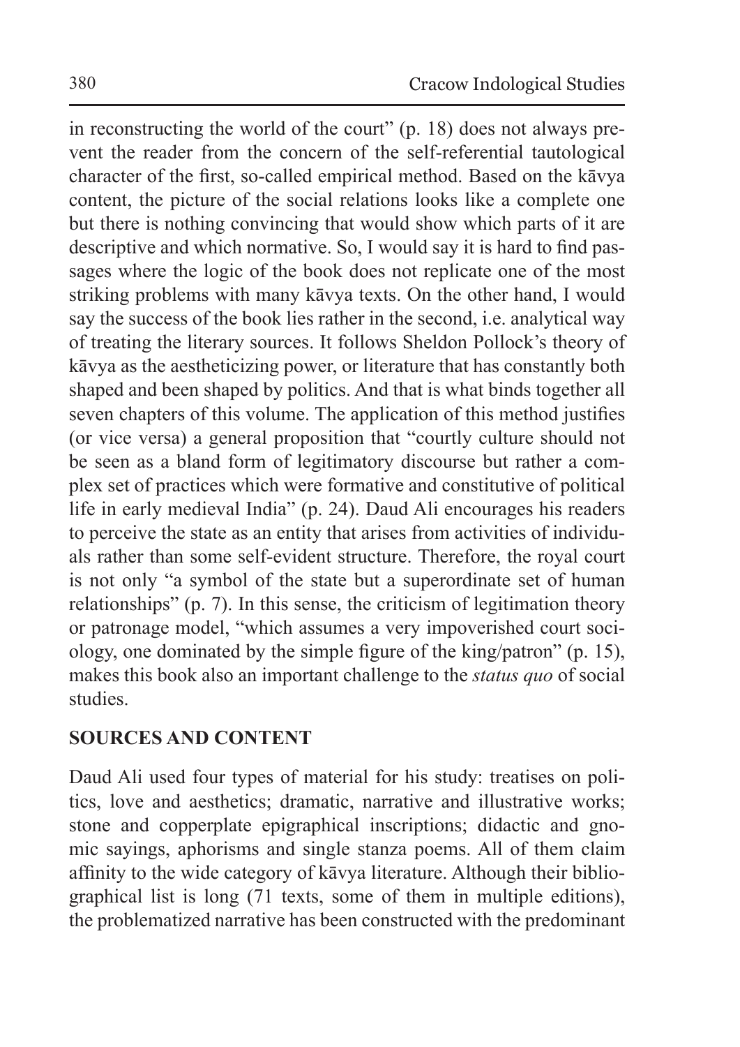in reconstructing the world of the court" (p. 18) does not always prevent the reader from the concern of the self-referential tautological character of the first, so-called empirical method. Based on the kāvya content, the picture of the social relations looks like a complete one but there is nothing convincing that would show which parts of it are descriptive and which normative. So, I would say it is hard to find passages where the logic of the book does not replicate one of the most striking problems with many kāvya texts. On the other hand, I would say the success of the book lies rather in the second, i.e. analytical way of treating the literary sources. It follows Sheldon Pollock's theory of kāvya as the aestheticizing power, or literature that has constantly both shaped and been shaped by politics. And that is what binds together all seven chapters of this volume. The application of this method justifies (or vice versa) a general proposition that "courtly culture should not be seen as a bland form of legitimatory discourse but rather a complex set of practices which were formative and constitutive of political life in early medieval India" (p. 24). Daud Ali encourages his readers to perceive the state as an entity that arises from activities of individuals rather than some self-evident structure. Therefore, the royal court is not only "a symbol of the state but a superordinate set of human relationships" (p. 7). In this sense, the criticism of legitimation theory or patronage model, "which assumes a very impoverished court sociology, one dominated by the simple figure of the king/patron" (p. 15), makes this book also an important challenge to the *status quo* of social studies.

## SOURCES AND CONTENT

Daud Ali used four types of material for his study: treatises on politics, love and aesthetics; dramatic, narrative and illustrative works; stone and copperplate epigraphical inscriptions; didactic and gnomic sayings, aphorisms and single stanza poems. All of them claim affinity to the wide category of kāvya literature. Although their bibliographical list is long (71 texts, some of them in multiple editions), the problematized narrative has been constructed with the predominant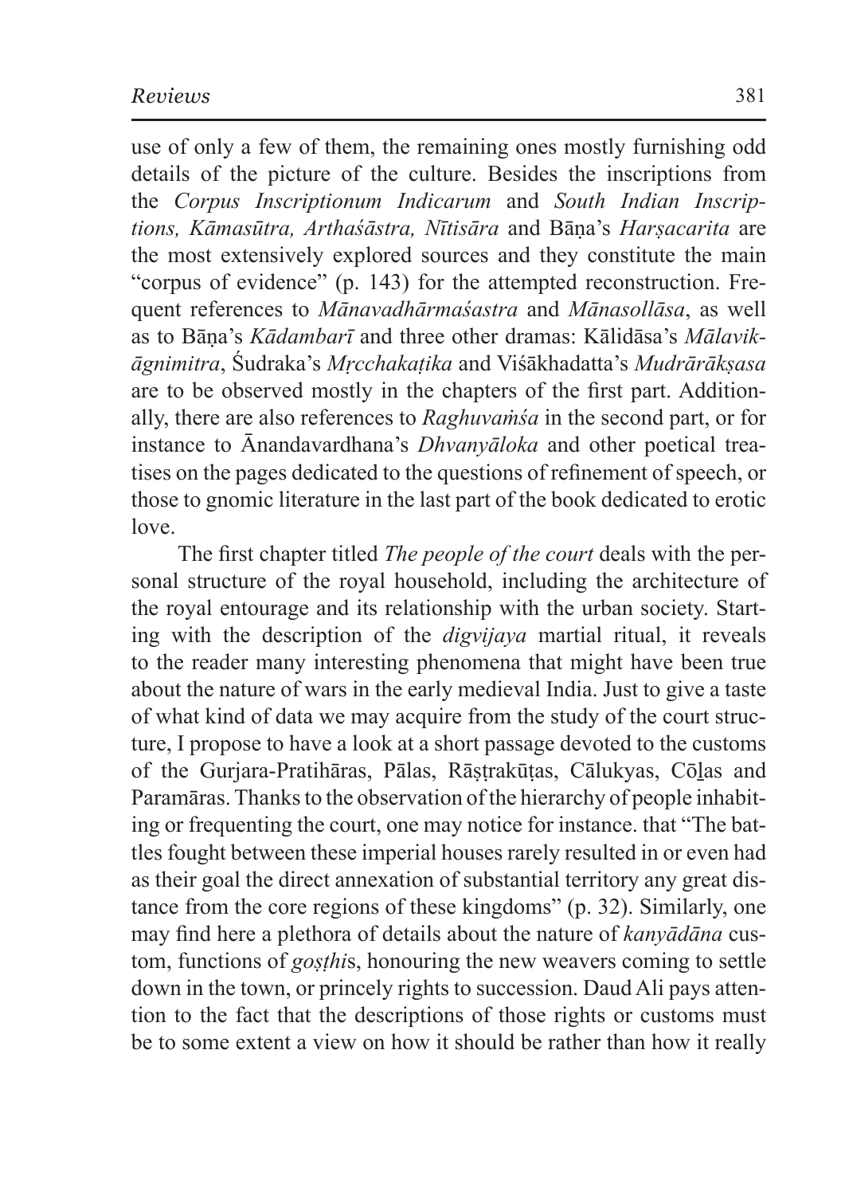use of only a few of them, the remaining ones mostly furnishing odd details of the picture of the culture. Besides the inscriptions from the *Corpus Inscriptionum Indicarum* and *South Indian Inscriptions, Kāmasūtra, Arthaśāstra, Nītisāra* and Bāṇa's *Harṣacarita* are the most extensively explored sources and they constitute the main "corpus of evidence" (p. 143) for the attempted reconstruction. Frequent references to *Mānavadhārmaśastra* and *Mānasollāsa*, as well as to Bāṇa's *Kādambarī* and three other dramas: Kālidāsa's *Mālavikāgnimitra*, Śudraka's *Mṛcchakaṭika* and Viśākhadatta's *Mudrārākṣasa* are to be observed mostly in the chapters of the first part. Additionally, there are also references to *Raghuvaṁśa* in the second part, or for instance to Ānandavardhana's *Dhvanyāloka* and other poetical treatises on the pages dedicated to the questions of refinement of speech, or those to gnomic literature in the last part of the book dedicated to erotic love.

The first chapter titled *The people of the court* deals with the personal structure of the royal household, including the architecture of the royal entourage and its relationship with the urban society. Starting with the description of the *digvijaya* martial ritual, it reveals to the reader many interesting phenomena that might have been true about the nature of wars in the early medieval India. Just to give a taste of what kind of data we may acquire from the study of the court structure, I propose to have a look at a short passage devoted to the customs of the Gurjara-Pratihāras, Pālas, Rāṣṭrakūṭas, Cālukyas, Cōḻas and Paramāras. Thanks to the observation of the hierarchy of people inhabiting or frequenting the court, one may notice for instance. that "The battles fought between these imperial houses rarely resulted in or even had as their goal the direct annexation of substantial territory any great distance from the core regions of these kingdoms" (p. 32). Similarly, one may find here a plethora of details about the nature of *kanyādāna* custom, functions of *goṣṭhi*s, honouring the new weavers coming to settle down in the town, or princely rights to succession. Daud Ali pays attention to the fact that the descriptions of those rights or customs must be to some extent a view on how it should be rather than how it really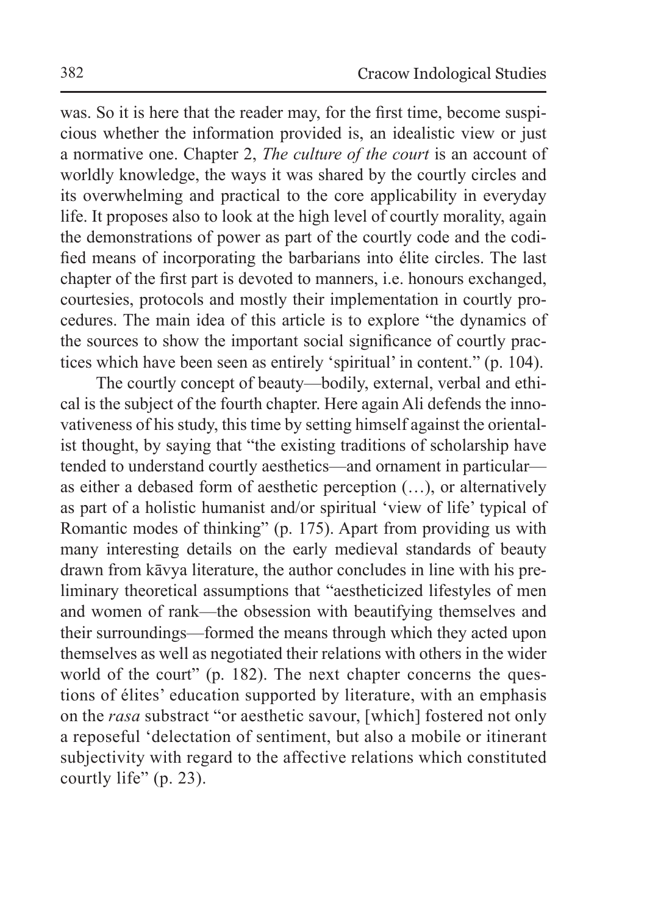was. So it is here that the reader may, for the first time, become suspicious whether the information provided is, an idealistic view or just a normative one. Chapter 2, *The culture of the court* is an account of worldly knowledge, the ways it was shared by the courtly circles and its overwhelming and practical to the core applicability in everyday life. It proposes also to look at the high level of courtly morality, again the demonstrations of power as part of the courtly code and the codified means of incorporating the barbarians into élite circles. The last chapter of the first part is devoted to manners, i.e. honours exchanged, courtesies, protocols and mostly their implementation in courtly procedures. The main idea of this article is to explore "the dynamics of the sources to show the important social significance of courtly practices which have been seen as entirely 'spiritual' in content." (p. 104).

The courtly concept of beauty—bodily, external, verbal and ethical is the subject of the fourth chapter. Here again Ali defends the innovativeness of his study, this time by setting himself against the orientalist thought, by saying that "the existing traditions of scholarship have tended to understand courtly aesthetics—and ornament in particular—as either a debased form of aesthetic perception (…), or alternatively as part of a holistic humanist and/or spiritual 'view of life' typical of Romantic modes of thinking" (p. 175). Apart from providing us with many interesting details on the early medieval standards of beauty drawn from kāvya literature, the author concludes in line with his preliminary theoretical assumptions that "aestheticized lifestyles of men and women of rank—the obsession with beautifying themselves and their surroundings—formed the means through which they acted upon themselves as well as negotiated their relations with others in the wider world of the court" (p. 182). The next chapter concerns the questions of élites' education supported by literature, with an emphasis on the *rasa* substract "or aesthetic savour, [which] fostered not only a reposeful 'delectation of sentiment, but also a mobile or itinerant subjectivity with regard to the affective relations which constituted courtly life" (p. 23).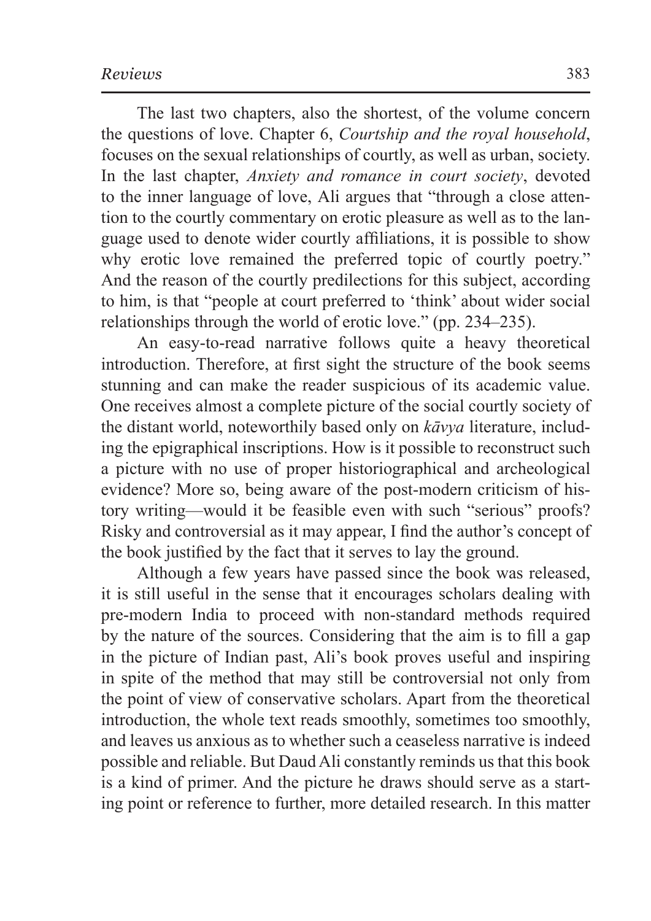The last two chapters, also the shortest, of the volume concern the questions of love. Chapter 6, *Courtship and the royal household*, focuses on the sexual relationships of courtly, as well as urban, society. In the last chapter, *Anxiety and romance in court society*, devoted to the inner language of love, Ali argues that "through a close attention to the courtly commentary on erotic pleasure as well as to the language used to denote wider courtly affiliations, it is possible to show why erotic love remained the preferred topic of courtly poetry." And the reason of the courtly predilections for this subject, according to him, is that "people at court preferred to 'think' about wider social relationships through the world of erotic love." (pp. 234–235).

An easy-to-read narrative follows quite a heavy theoretical introduction. Therefore, at first sight the structure of the book seems stunning and can make the reader suspicious of its academic value. One receives almost a complete picture of the social courtly society of the distant world, noteworthily based only on *kāvya* literature, including the epigraphical inscriptions. How is it possible to reconstruct such a picture with no use of proper historiographical and archeological evidence? More so, being aware of the post-modern criticism of history writing—would it be feasible even with such "serious" proofs? Risky and controversial as it may appear, I find the author's concept of the book justified by the fact that it serves to lay the ground.

Although a few years have passed since the book was released, it is still useful in the sense that it encourages scholars dealing with pre-modern India to proceed with non-standard methods required by the nature of the sources. Considering that the aim is to fill a gap in the picture of Indian past, Ali's book proves useful and inspiring in spite of the method that may still be controversial not only from the point of view of conservative scholars. Apart from the theoretical introduction, the whole text reads smoothly, sometimes too smoothly, and leaves us anxious as to whether such a ceaseless narrative is indeed possible and reliable. But Daud Ali constantly reminds us that this book is a kind of primer. And the picture he draws should serve as a starting point or reference to further, more detailed research. In this matter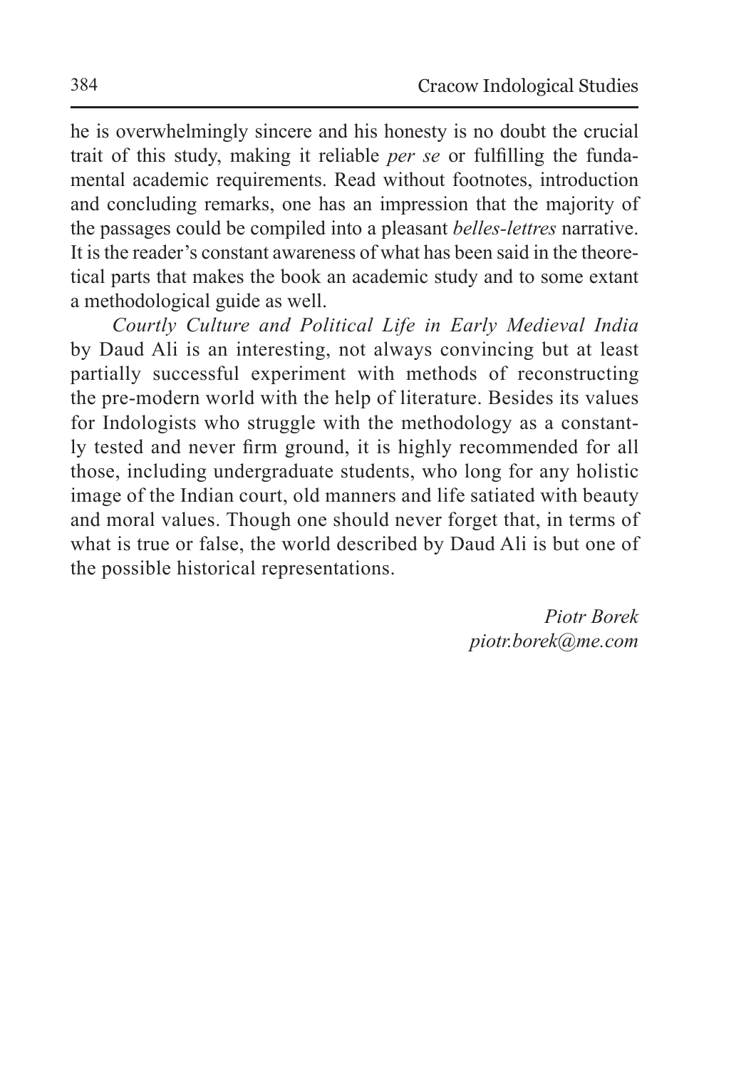he is overwhelmingly sincere and his honesty is no doubt the crucial trait of this study, making it reliable *per se* or fulfilling the fundamental academic requirements. Read without footnotes, introduction and concluding remarks, one has an impression that the majority of the passages could be compiled into a pleasant *belles-lettres* narrative. It is the reader's constant awareness of what has been said in the theoretical parts that makes the book an academic study and to some extant a methodological guide as well.

*Courtly Culture and Political Life in Early Medieval India* by Daud Ali is an interesting, not always convincing but at least partially successful experiment with methods of reconstructing the pre-modern world with the help of literature. Besides its values for Indologists who struggle with the methodology as a constantly tested and never firm ground, it is highly recommended for all those, including undergraduate students, who long for any holistic image of the Indian court, old manners and life satiated with beauty and moral values. Though one should never forget that, in terms of what is true or false, the world described by Daud Ali is but one of the possible historical representations.

*Piotr Borek*
*piotr.borek@me.com*